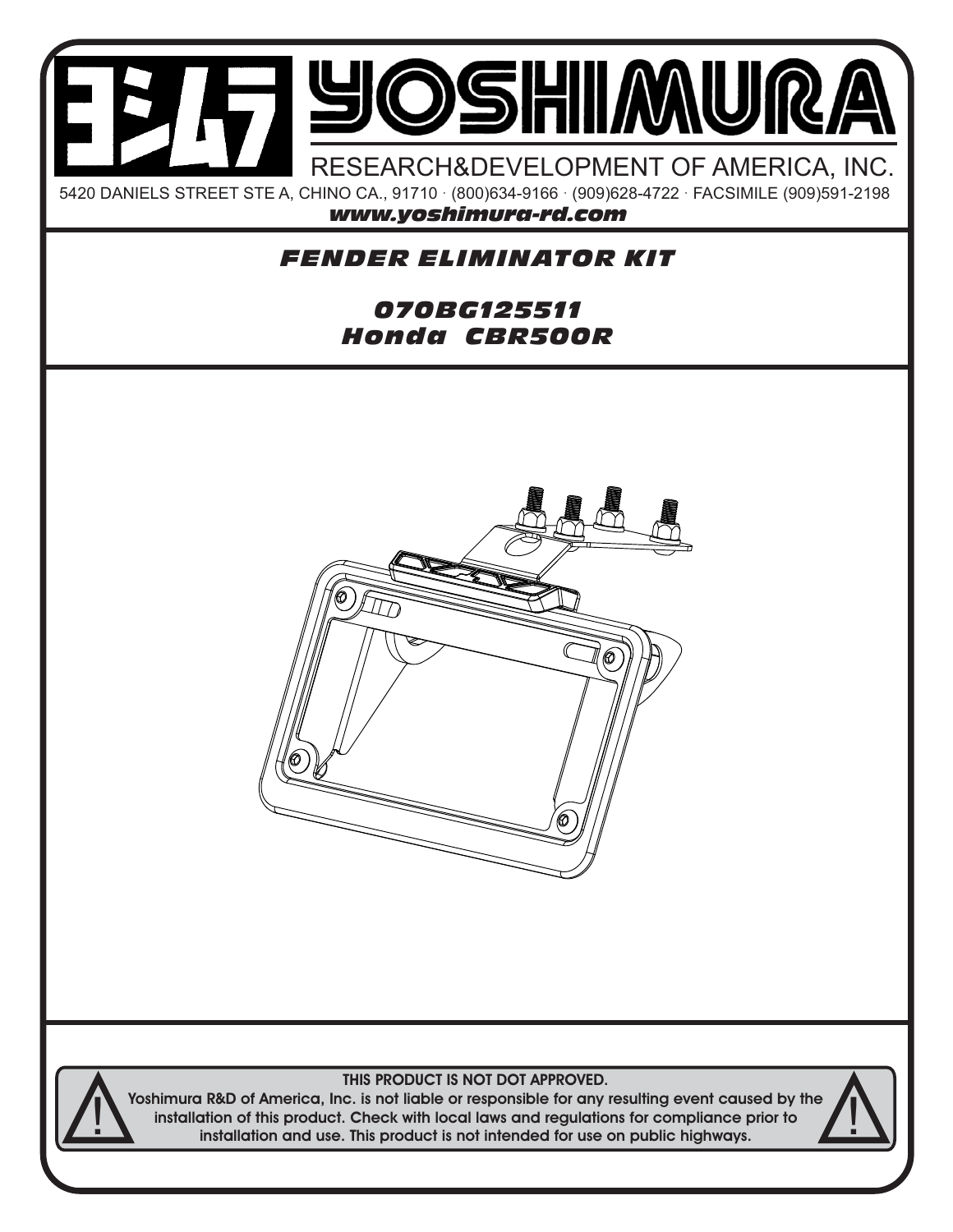# YOSHIMURA

RESEARCH&DEVELOPMENT OF AMERICA, INC.

5420 DANIELS STREET STE A, CHINO CA., 91710 · (800)634-9166 · (909)628-4722 · FACSIMILE (909)591-2198

***www.yoshimura-rd.com***

## *FENDER ELIMINATOR KIT*

### *070BG125511*
### *Honda CBR500R*

**THIS PRODUCT IS NOT DOT APPROVED.**

**Yoshimura R&D of America, Inc. is not liable or responsible for any resulting event caused by the installation of this product. Check with local laws and regulations for compliance prior to installation and use. This product is not intended for use on public highways.**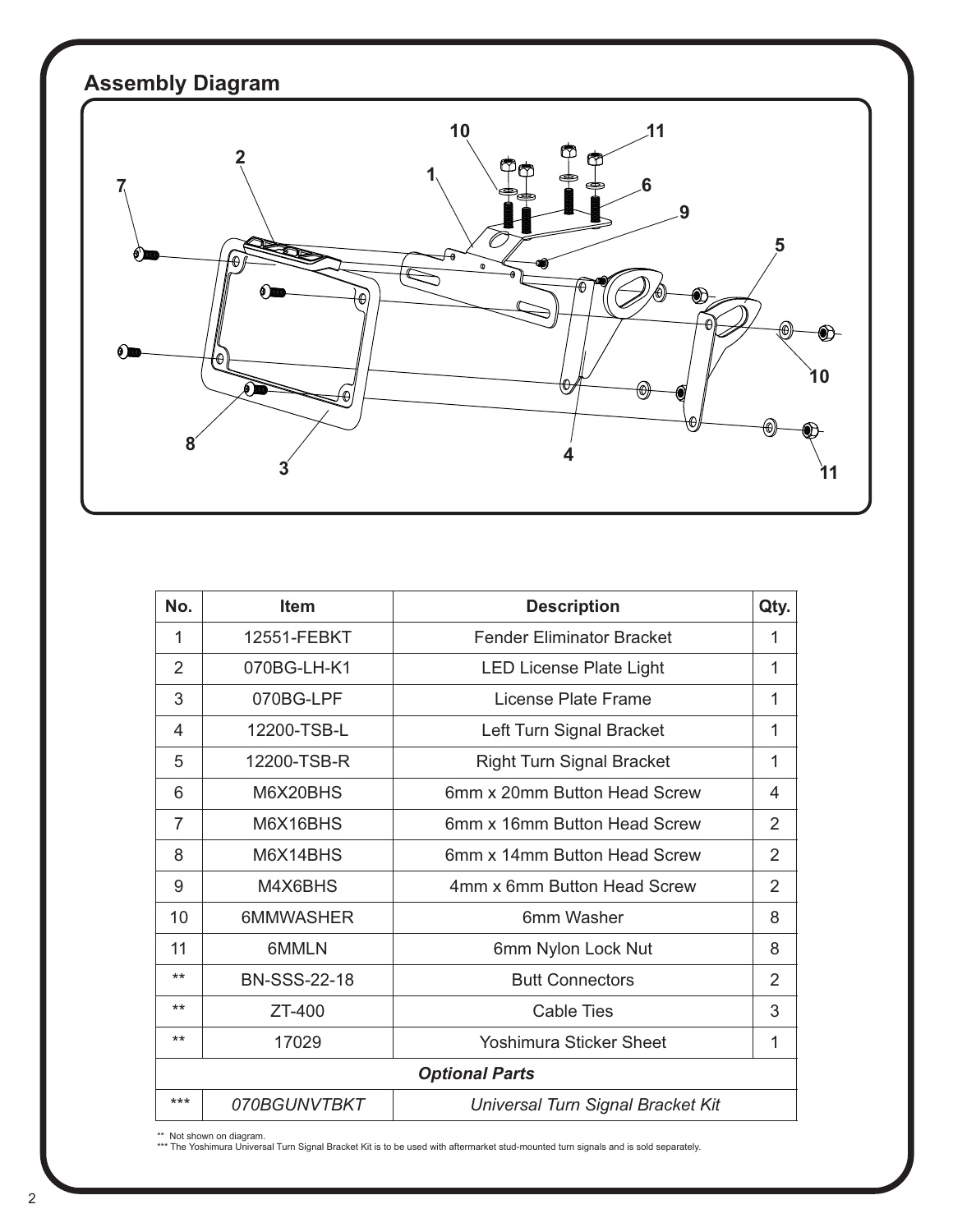## Assembly Diagram

| No. | Item | Description | Qty. |
|---|---|---|---|
| 1 | 12551-FEBKT | Fender Eliminator Bracket | 1 |
| 2 | 070BG-LH-K1 | LED License Plate Light | 1 |
| 3 | 070BG-LPF | License Plate Frame | 1 |
| 4 | 12200-TSB-L | Left Turn Signal Bracket | 1 |
| 5 | 12200-TSB-R | Right Turn Signal Bracket | 1 |
| 6 | M6X20BHS | 6mm x 20mm Button Head Screw | 4 |
| 7 | M6X16BHS | 6mm x 16mm Button Head Screw | 2 |
| 8 | M6X14BHS | 6mm x 14mm Button Head Screw | 2 |
| 9 | M4X6BHS | 4mm x 6mm Button Head Screw | 2 |
| 10 | 6MMWASHER | 6mm Washer | 8 |
| 11 | 6MMLN | 6mm Nylon Lock Nut | 8 |
| ** | BN-SSS-22-18 | Butt Connectors | 2 |
| ** | ZT-400 | Cable Ties | 3 |
| ** | 17029 | Yoshimura Sticker Sheet | 1 |
| ***Optional Parts*** | | | |
| *** | *070BGUNVTBKT* | *Universal Turn Signal Bracket Kit* | |

** Not shown on diagram.
*** The Yoshimura Universal Turn Signal Bracket Kit is to be used with aftermarket stud-mounted turn signals and is sold separately.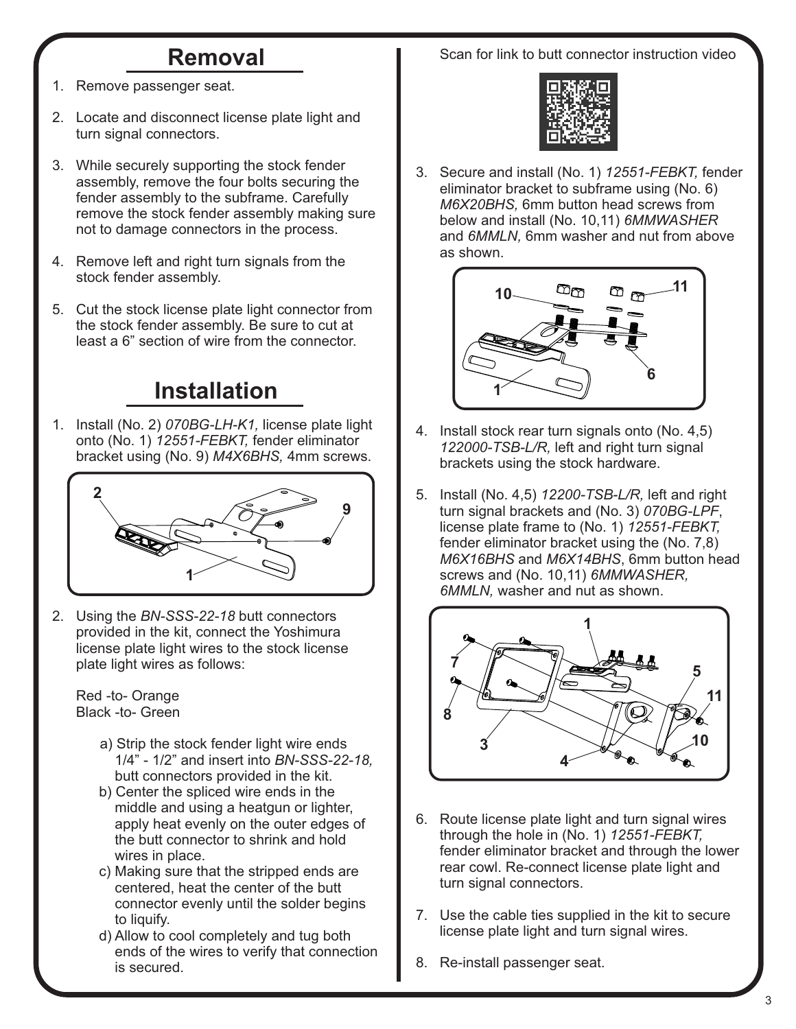## Removal

1. Remove passenger seat.
2. Locate and disconnect license plate light and turn signal connectors.
3. While securely supporting the stock fender assembly, remove the four bolts securing the fender assembly to the subframe. Carefully remove the stock fender assembly making sure not to damage connectors in the process.
4. Remove left and right turn signals from the stock fender assembly.
5. Cut the stock license plate light connector from the stock fender assembly. Be sure to cut at least a 6" section of wire from the connector.

## Installation

1. Install (No. 2) *070BG-LH-K1,* license plate light onto (No. 1) *12551-FEBKT,* fender eliminator bracket using (No. 9) *M4X6BHS,* 4mm screws.
2. Using the *BN-SSS-22-18* butt connectors provided in the kit, connect the Yoshimura license plate light wires to the stock license plate light wires as follows:

   Red -to- Orange
   Black -to- Green

   a) Strip the stock fender light wire ends 1/4" - 1/2" and insert into *BN-SSS-22-18,* butt connectors provided in the kit.
   b) Center the spliced wire ends in the middle and using a heatgun or lighter, apply heat evenly on the outer edges of the butt connector to shrink and hold wires in place.
   c) Making sure that the stripped ends are centered, heat the center of the butt connector evenly until the solder begins to liquify.
   d) Allow to cool completely and tug both ends of the wires to verify that connection is secured.

Scan for link to butt connector instruction video

3. Secure and install (No. 1) *12551-FEBKT,* fender eliminator bracket to subframe using (No. 6) *M6X20BHS,* 6mm button head screws from below and install (No. 10,11) *6MMWASHER* and *6MMLN,* 6mm washer and nut from above as shown.
4. Install stock rear turn signals onto (No. 4,5) *122000-TSB-L/R,* left and right turn signal brackets using the stock hardware.
5. Install (No. 4,5) *12200-TSB-L/R,* left and right turn signal brackets and (No. 3) *070BG-LPF*, license plate frame to (No. 1) *12551-FEBKT,* fender eliminator bracket using the (No. 7,8) *M6X16BHS* and *M6X14BHS*, 6mm button head screws and (No. 10,11) *6MMWASHER, 6MMLN,* washer and nut as shown.
6. Route license plate light and turn signal wires through the hole in (No. 1) *12551-FEBKT,* fender eliminator bracket and through the lower rear cowl. Re-connect license plate light and turn signal connectors.
7. Use the cable ties supplied in the kit to secure license plate light and turn signal wires.
8. Re-install passenger seat.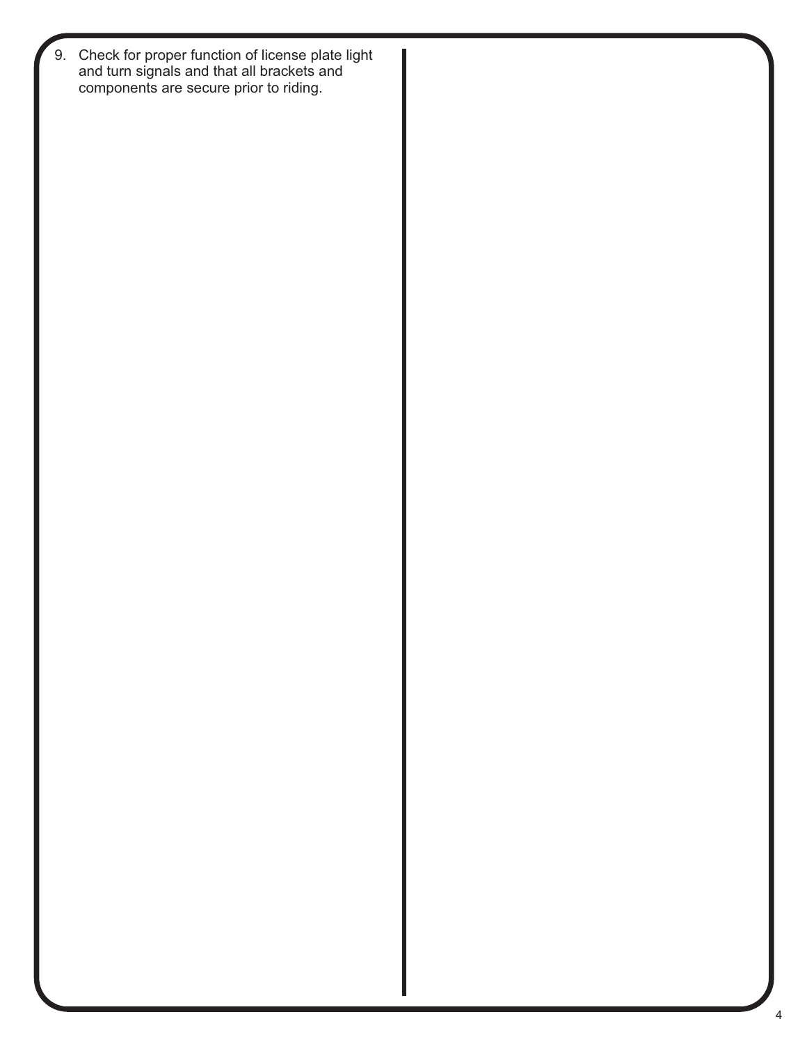9. Check for proper function of license plate light and turn signals and that all brackets and components are secure prior to riding.